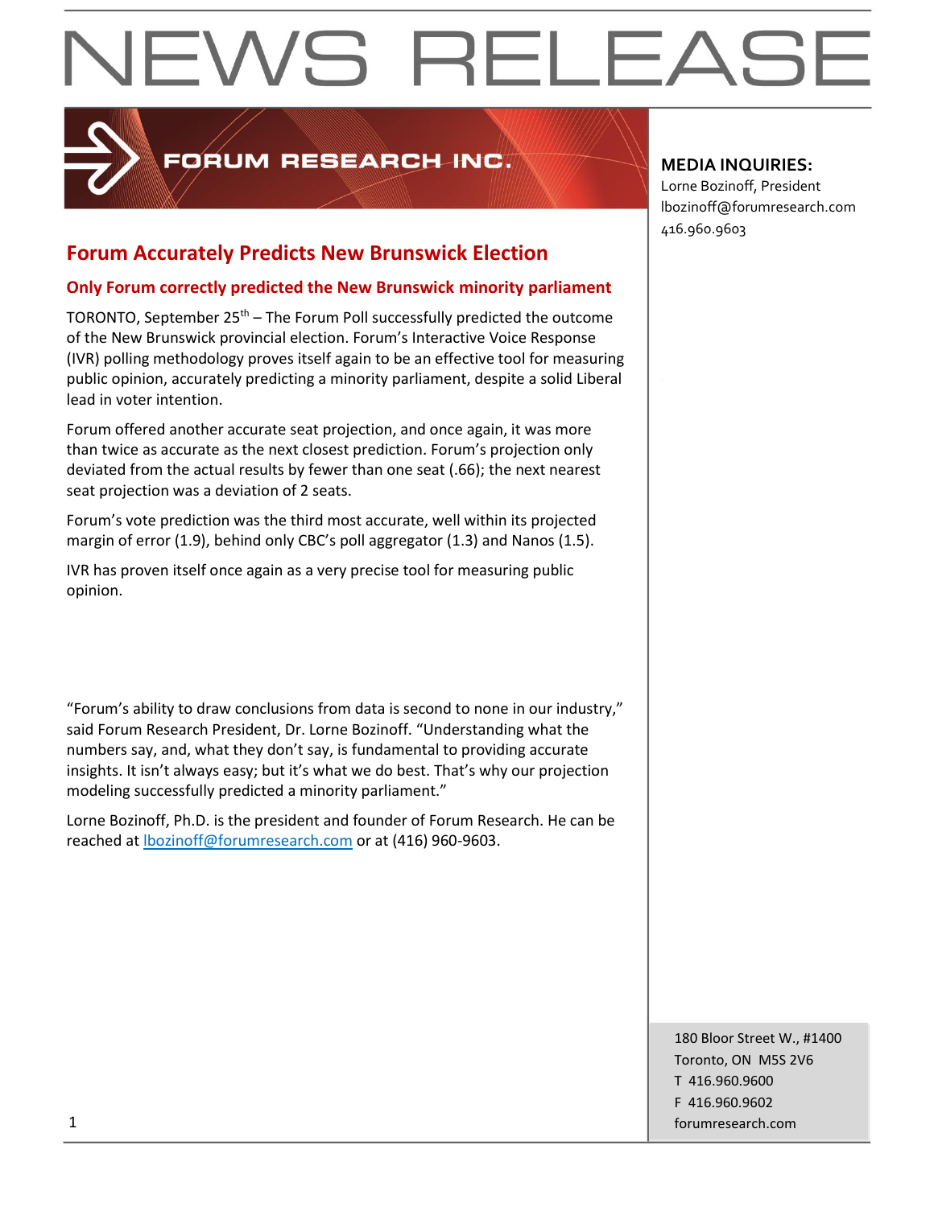# NEWS RELEASE

FORUM RESEARCH INC.

**MEDIA INQUIRIES:**
Lorne Bozinoff, President
lbozinoff@forumresearch.com
416.960.9603

## Forum Accurately Predicts New Brunswick Election

### Only Forum correctly predicted the New Brunswick minority parliament

TORONTO, September 25th – The Forum Poll successfully predicted the outcome of the New Brunswick provincial election. Forum's Interactive Voice Response (IVR) polling methodology proves itself again to be an effective tool for measuring public opinion, accurately predicting a minority parliament, despite a solid Liberal lead in voter intention.

Forum offered another accurate seat projection, and once again, it was more than twice as accurate as the next closest prediction. Forum's projection only deviated from the actual results by fewer than one seat (.66); the next nearest seat projection was a deviation of 2 seats.

Forum's vote prediction was the third most accurate, well within its projected margin of error (1.9), behind only CBC's poll aggregator (1.3) and Nanos (1.5).

IVR has proven itself once again as a very precise tool for measuring public opinion.

"Forum's ability to draw conclusions from data is second to none in our industry," said Forum Research President, Dr. Lorne Bozinoff. "Understanding what the numbers say, and, what they don't say, is fundamental to providing accurate insights. It isn't always easy; but it's what we do best. That's why our projection modeling successfully predicted a minority parliament."

Lorne Bozinoff, Ph.D. is the president and founder of Forum Research. He can be reached at lbozinoff@forumresearch.com or at (416) 960-9603.

180 Bloor Street W., #1400
Toronto, ON M5S 2V6
T 416.960.9600
F 416.960.9602
forumresearch.com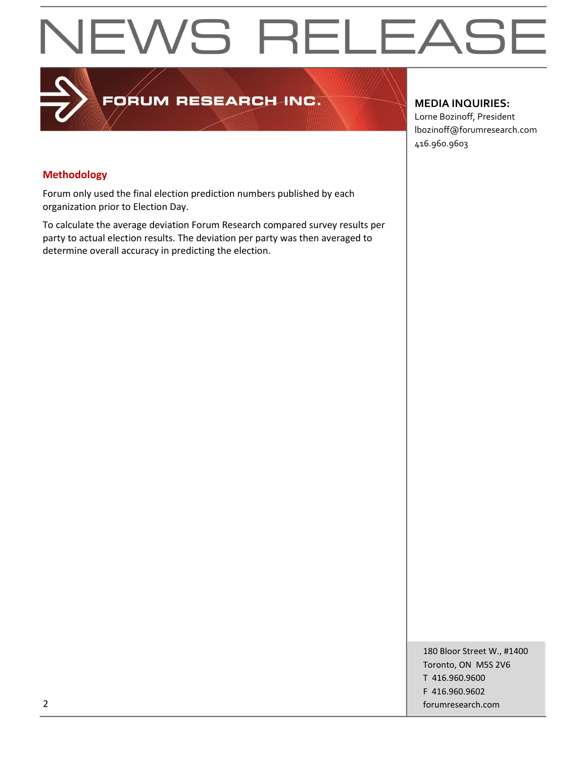# NEWS RELEASE

FORUM RESEARCH INC.

**MEDIA INQUIRIES:**
Lorne Bozinoff, President
lbozinoff@forumresearch.com
416.960.9603

## Methodology

Forum only used the final election prediction numbers published by each organization prior to Election Day.

To calculate the average deviation Forum Research compared survey results per party to actual election results. The deviation per party was then averaged to determine overall accuracy in predicting the election.

180 Bloor Street W., #1400
Toronto, ON M5S 2V6
T 416.960.9600
F 416.960.9602
forumresearch.com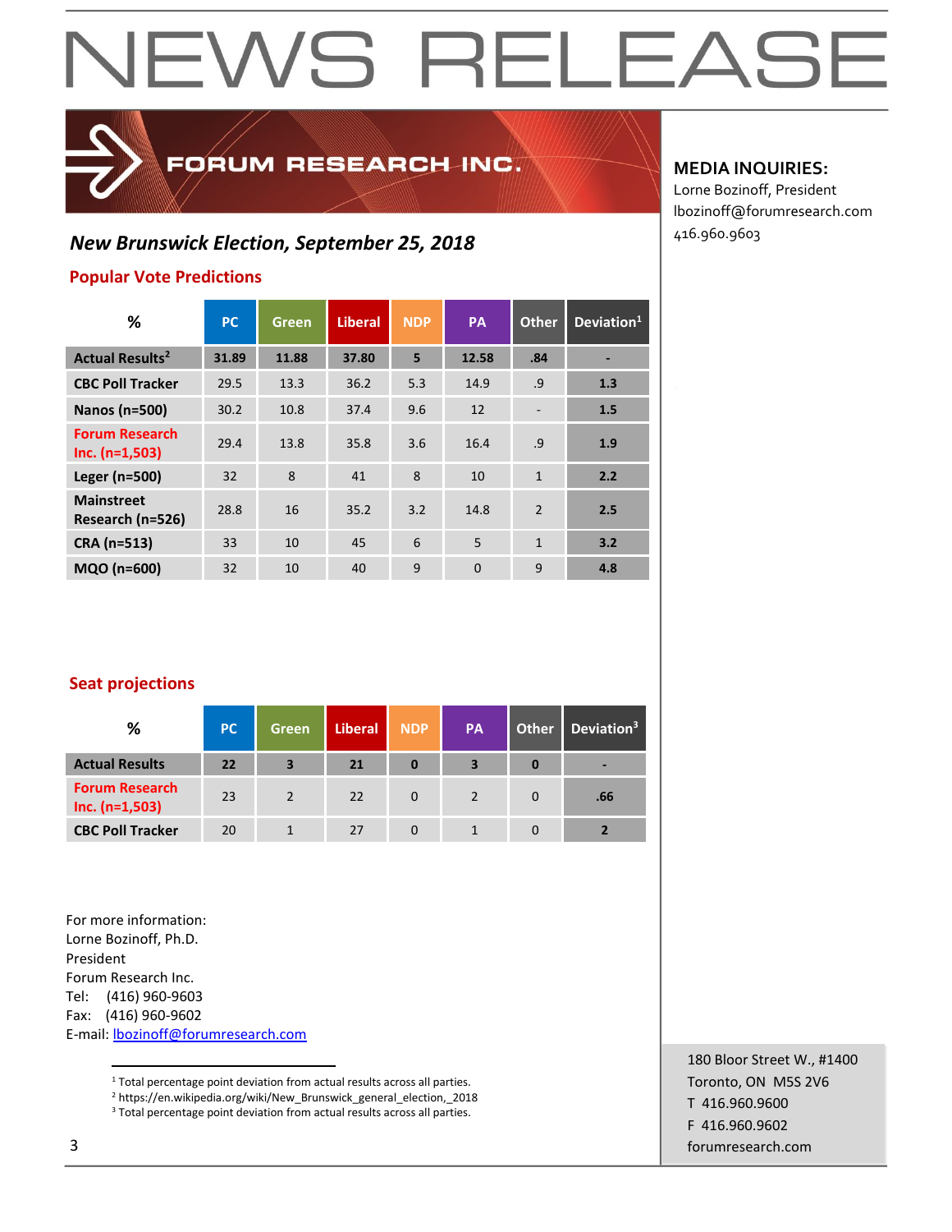# NEWS RELEASE

FORUM RESEARCH INC.

**MEDIA INQUIRIES:**
Lorne Bozinoff, President
lbozinoff@forumresearch.com
416.960.9603

## *New Brunswick Election, September 25, 2018*

### Popular Vote Predictions

| % | PC | Green | Liberal | NDP | PA | Other | Deviation[1] |
|---|---|---|---|---|---|---|---|
| **Actual Results[2]** | **31.89** | **11.88** | **37.80** | **5** | **12.58** | **.84** | **-** |
| **CBC Poll Tracker** | 29.5 | 13.3 | 36.2 | 5.3 | 14.9 | .9 | **1.3** |
| **Nanos (n=500)** | 30.2 | 10.8 | 37.4 | 9.6 | 12 | - | **1.5** |
| **Forum Research Inc. (n=1,503)** | 29.4 | 13.8 | 35.8 | 3.6 | 16.4 | .9 | **1.9** |
| **Leger (n=500)** | 32 | 8 | 41 | 8 | 10 | 1 | **2.2** |
| **Mainstreet Research (n=526)** | 28.8 | 16 | 35.2 | 3.2 | 14.8 | 2 | **2.5** |
| **CRA (n=513)** | 33 | 10 | 45 | 6 | 5 | 1 | **3.2** |
| **MQO (n=600)** | 32 | 10 | 40 | 9 | 0 | 9 | **4.8** |

### Seat projections

| % | PC | Green | Liberal | NDP | PA | Other | Deviation[3] |
|---|---|---|---|---|---|---|---|
| **Actual Results** | **22** | **3** | **21** | **0** | **3** | **0** | **-** |
| **Forum Research Inc. (n=1,503)** | 23 | 2 | 22 | 0 | 2 | 0 | **.66** |
| **CBC Poll Tracker** | 20 | 1 | 27 | 0 | 1 | 0 | **2** |

For more information:
Lorne Bozinoff, Ph.D.
President
Forum Research Inc.
Tel: (416) 960-9603
Fax: (416) 960-9602
E-mail: lbozinoff@forumresearch.com

[1] Total percentage point deviation from actual results across all parties.
[2] https://en.wikipedia.org/wiki/New_Brunswick_general_election,_2018
[3] Total percentage point deviation from actual results across all parties.

180 Bloor Street W., #1400
Toronto, ON M5S 2V6
T 416.960.9600
F 416.960.9602
forumresearch.com